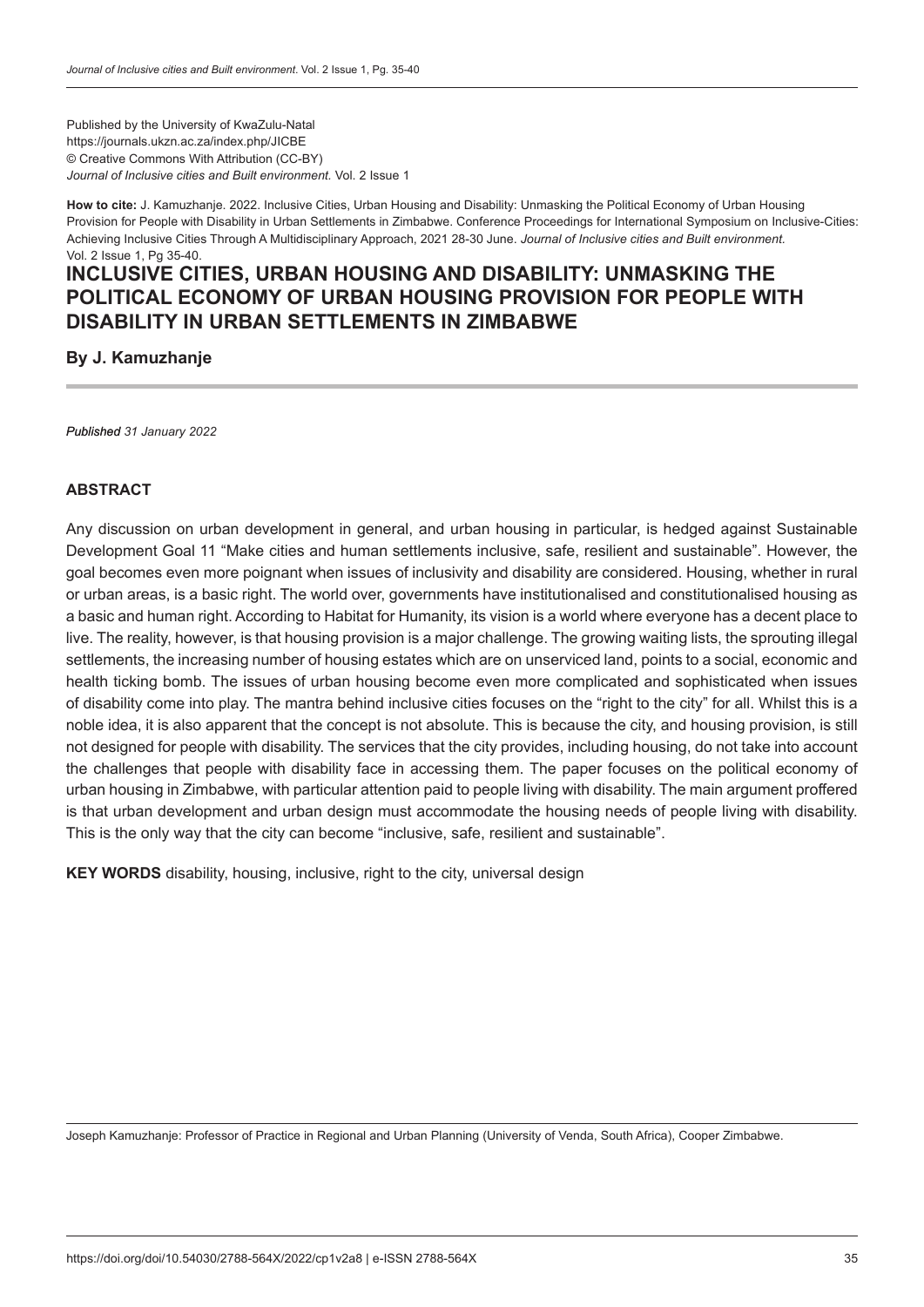Published by the University of KwaZulu-Natal
https://journals.ukzn.ac.za/index.php/JICBE
© Creative Commons With Attribution (CC-BY)
*Journal of Inclusive cities and Built environment.* Vol. 2 Issue 1

**How to cite:** J. Kamuzhanje. 2022. Inclusive Cities, Urban Housing and Disability: Unmasking the Political Economy of Urban Housing Provision for People with Disability in Urban Settlements in Zimbabwe. Conference Proceedings for International Symposium on Inclusive-Cities: Achieving Inclusive Cities Through A Multidisciplinary Approach, 2021 28-30 June. *Journal of Inclusive cities and Built environment.* Vol. 2 Issue 1, Pg 35-40.

# INCLUSIVE CITIES, URBAN HOUSING AND DISABILITY: UNMASKING THE POLITICAL ECONOMY OF URBAN HOUSING PROVISION FOR PEOPLE WITH DISABILITY IN URBAN SETTLEMENTS IN ZIMBABWE

**By J. Kamuzhanje**

***Published** 31 January 2022*

## ABSTRACT

Any discussion on urban development in general, and urban housing in particular, is hedged against Sustainable Development Goal 11 "Make cities and human settlements inclusive, safe, resilient and sustainable". However, the goal becomes even more poignant when issues of inclusivity and disability are considered. Housing, whether in rural or urban areas, is a basic right. The world over, governments have institutionalised and constitutionalised housing as a basic and human right. According to Habitat for Humanity, its vision is a world where everyone has a decent place to live. The reality, however, is that housing provision is a major challenge. The growing waiting lists, the sprouting illegal settlements, the increasing number of housing estates which are on unserviced land, points to a social, economic and health ticking bomb. The issues of urban housing become even more complicated and sophisticated when issues of disability come into play. The mantra behind inclusive cities focuses on the "right to the city" for all. Whilst this is a noble idea, it is also apparent that the concept is not absolute. This is because the city, and housing provision, is still not designed for people with disability. The services that the city provides, including housing, do not take into account the challenges that people with disability face in accessing them. The paper focuses on the political economy of urban housing in Zimbabwe, with particular attention paid to people living with disability. The main argument proffered is that urban development and urban design must accommodate the housing needs of people living with disability. This is the only way that the city can become "inclusive, safe, resilient and sustainable".

**KEY WORDS** disability, housing, inclusive, right to the city, universal design

Joseph Kamuzhanje: Professor of Practice in Regional and Urban Planning (University of Venda, South Africa), Cooper Zimbabwe.

https://doi.org/doi/10.54030/2788-564X/2022/cp1v2a8 | e-ISSN 2788-564X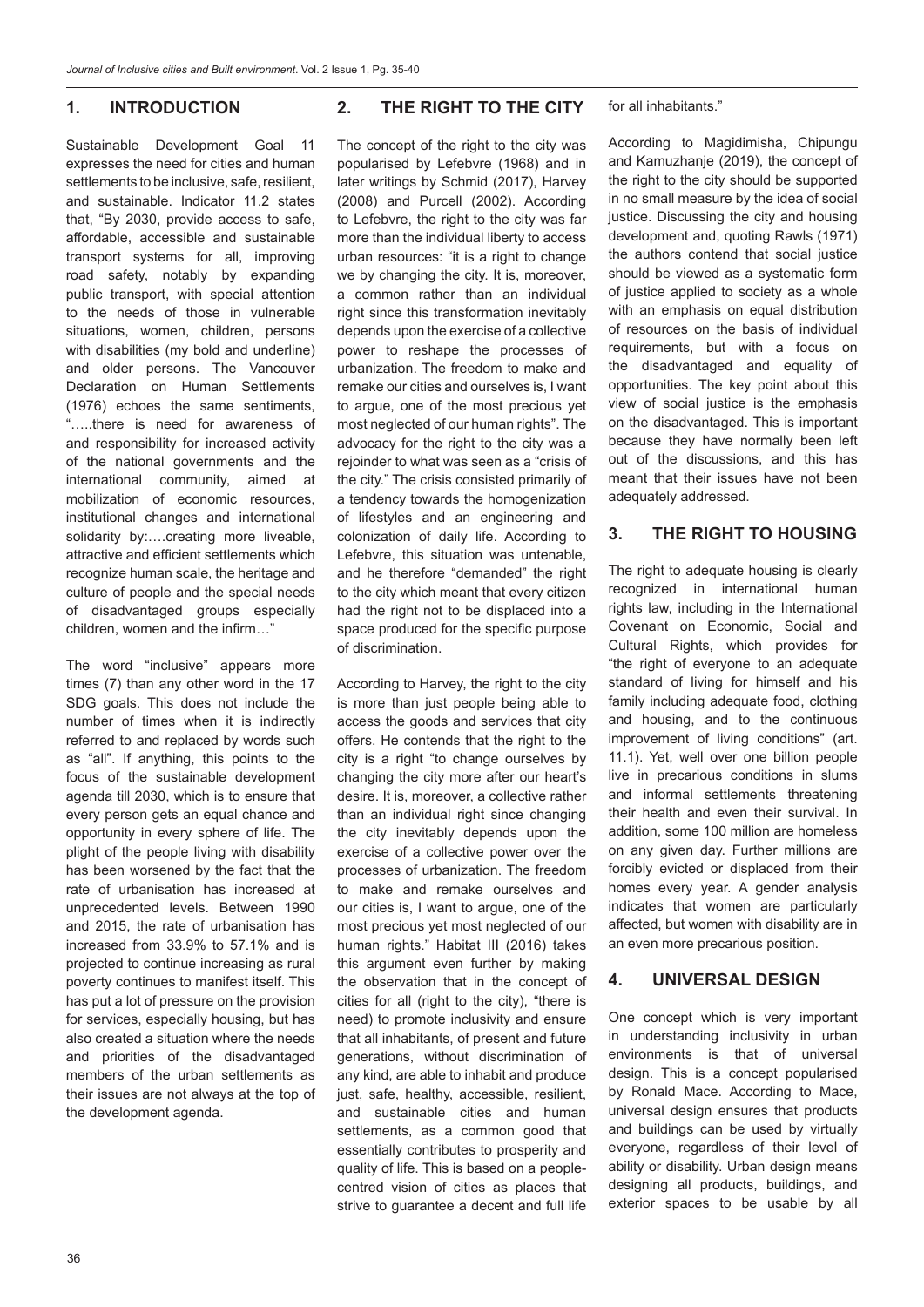## 1. INTRODUCTION

Sustainable Development Goal 11 expresses the need for cities and human settlements to be inclusive, safe, resilient, and sustainable. Indicator 11.2 states that, "By 2030, provide access to safe, affordable, accessible and sustainable transport systems for all, improving road safety, notably by expanding public transport, with special attention to the needs of those in vulnerable situations, women, children, persons with disabilities (my bold and underline) and older persons. The Vancouver Declaration on Human Settlements (1976) echoes the same sentiments, "…..there is need for awareness of and responsibility for increased activity of the national governments and the international community, aimed at mobilization of economic resources, institutional changes and international solidarity by:….creating more liveable, attractive and efficient settlements which recognize human scale, the heritage and culture of people and the special needs of disadvantaged groups especially children, women and the infirm…"

The word "inclusive" appears more times (7) than any other word in the 17 SDG goals. This does not include the number of times when it is indirectly referred to and replaced by words such as "all". If anything, this points to the focus of the sustainable development agenda till 2030, which is to ensure that every person gets an equal chance and opportunity in every sphere of life. The plight of the people living with disability has been worsened by the fact that the rate of urbanisation has increased at unprecedented levels. Between 1990 and 2015, the rate of urbanisation has increased from 33.9% to 57.1% and is projected to continue increasing as rural poverty continues to manifest itself. This has put a lot of pressure on the provision for services, especially housing, but has also created a situation where the needs and priorities of the disadvantaged members of the urban settlements as their issues are not always at the top of the development agenda.

## 2. THE RIGHT TO THE CITY

The concept of the right to the city was popularised by Lefebvre (1968) and in later writings by Schmid (2017), Harvey (2008) and Purcell (2002). According to Lefebvre, the right to the city was far more than the individual liberty to access urban resources: "it is a right to change we by changing the city. It is, moreover, a common rather than an individual right since this transformation inevitably depends upon the exercise of a collective power to reshape the processes of urbanization. The freedom to make and remake our cities and ourselves is, I want to argue, one of the most precious yet most neglected of our human rights". The advocacy for the right to the city was a rejoinder to what was seen as a "crisis of the city." The crisis consisted primarily of a tendency towards the homogenization of lifestyles and an engineering and colonization of daily life. According to Lefebvre, this situation was untenable, and he therefore "demanded" the right to the city which meant that every citizen had the right not to be displaced into a space produced for the specific purpose of discrimination.

According to Harvey, the right to the city is more than just people being able to access the goods and services that city offers. He contends that the right to the city is a right "to change ourselves by changing the city more after our heart's desire. It is, moreover, a collective rather than an individual right since changing the city inevitably depends upon the exercise of a collective power over the processes of urbanization. The freedom to make and remake ourselves and our cities is, I want to argue, one of the most precious yet most neglected of our human rights." Habitat III (2016) takes this argument even further by making the observation that in the concept of cities for all (right to the city), "there is need) to promote inclusivity and ensure that all inhabitants, of present and future generations, without discrimination of any kind, are able to inhabit and produce just, safe, healthy, accessible, resilient, and sustainable cities and human settlements, as a common good that essentially contributes to prosperity and quality of life. This is based on a people-centred vision of cities as places that strive to guarantee a decent and full life for all inhabitants."

According to Magidimisha, Chipungu and Kamuzhanje (2019), the concept of the right to the city should be supported in no small measure by the idea of social justice. Discussing the city and housing development and, quoting Rawls (1971) the authors contend that social justice should be viewed as a systematic form of justice applied to society as a whole with an emphasis on equal distribution of resources on the basis of individual requirements, but with a focus on the disadvantaged and equality of opportunities. The key point about this view of social justice is the emphasis on the disadvantaged. This is important because they have normally been left out of the discussions, and this has meant that their issues have not been adequately addressed.

## 3. THE RIGHT TO HOUSING

The right to adequate housing is clearly recognized in international human rights law, including in the International Covenant on Economic, Social and Cultural Rights, which provides for "the right of everyone to an adequate standard of living for himself and his family including adequate food, clothing and housing, and to the continuous improvement of living conditions" (art. 11.1). Yet, well over one billion people live in precarious conditions in slums and informal settlements threatening their health and even their survival. In addition, some 100 million are homeless on any given day. Further millions are forcibly evicted or displaced from their homes every year. A gender analysis indicates that women are particularly affected, but women with disability are in an even more precarious position.

## 4. UNIVERSAL DESIGN

One concept which is very important in understanding inclusivity in urban environments is that of universal design. This is a concept popularised by Ronald Mace. According to Mace, universal design ensures that products and buildings can be used by virtually everyone, regardless of their level of ability or disability. Urban design means designing all products, buildings, and exterior spaces to be usable by all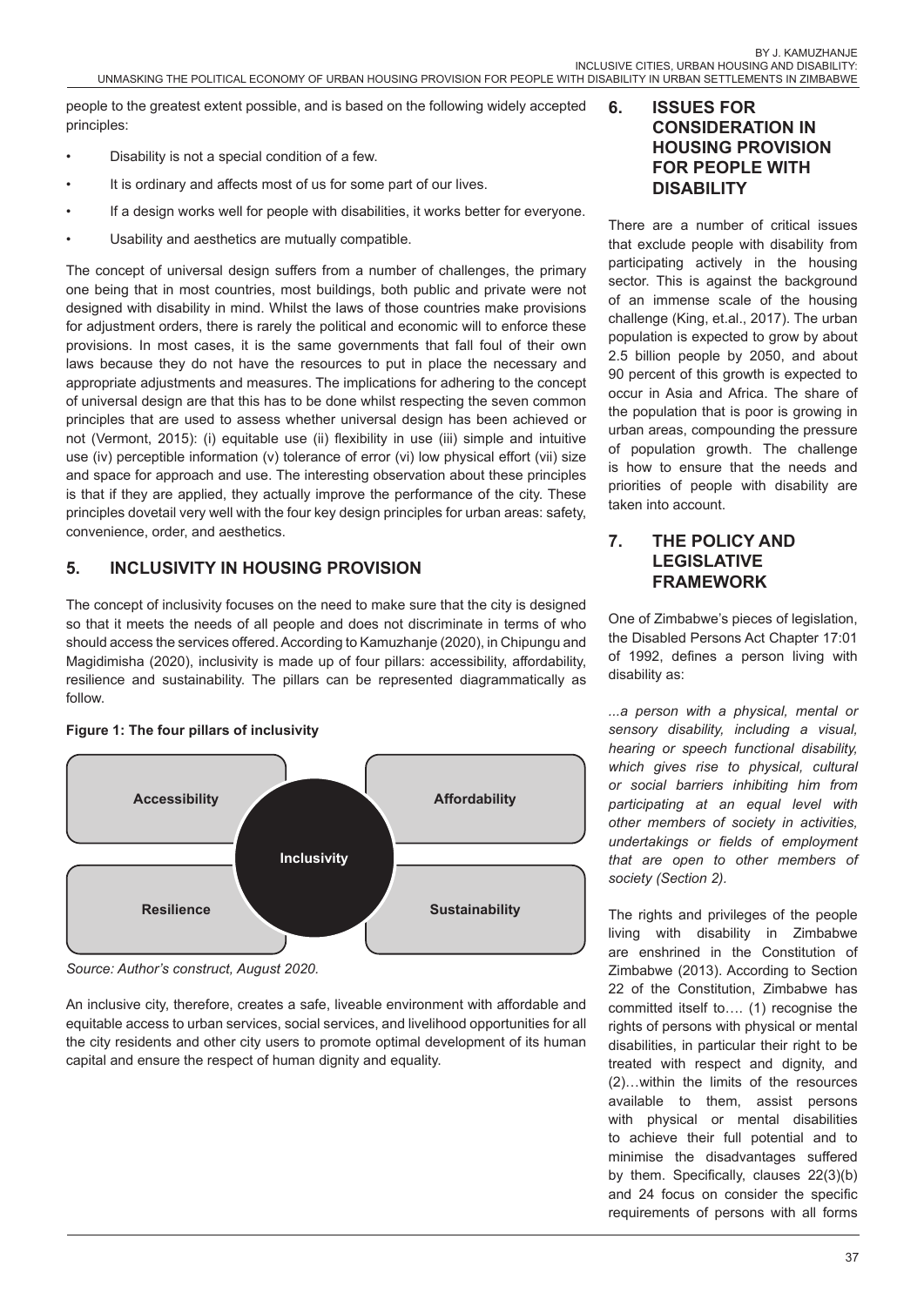people to the greatest extent possible, and is based on the following widely accepted principles:

- Disability is not a special condition of a few.
- It is ordinary and affects most of us for some part of our lives.
- If a design works well for people with disabilities, it works better for everyone.
- Usability and aesthetics are mutually compatible.

The concept of universal design suffers from a number of challenges, the primary one being that in most countries, most buildings, both public and private were not designed with disability in mind. Whilst the laws of those countries make provisions for adjustment orders, there is rarely the political and economic will to enforce these provisions. In most cases, it is the same governments that fall foul of their own laws because they do not have the resources to put in place the necessary and appropriate adjustments and measures. The implications for adhering to the concept of universal design are that this has to be done whilst respecting the seven common principles that are used to assess whether universal design has been achieved or not (Vermont, 2015): (i) equitable use (ii) flexibility in use (iii) simple and intuitive use (iv) perceptible information (v) tolerance of error (vi) low physical effort (vii) size and space for approach and use. The interesting observation about these principles is that if they are applied, they actually improve the performance of the city. These principles dovetail very well with the four key design principles for urban areas: safety, convenience, order, and aesthetics.

## 5. INCLUSIVITY IN HOUSING PROVISION

The concept of inclusivity focuses on the need to make sure that the city is designed so that it meets the needs of all people and does not discriminate in terms of who should access the services offered. According to Kamuzhanje (2020), in Chipungu and Magidimisha (2020), inclusivity is made up of four pillars: accessibility, affordability, resilience and sustainability. The pillars can be represented diagrammatically as follow.

**Figure 1: The four pillars of inclusivity**

Accessibility | Affordability | Inclusivity | Resilience | Sustainability

*Source: Author's construct, August 2020.*

An inclusive city, therefore, creates a safe, liveable environment with affordable and equitable access to urban services, social services, and livelihood opportunities for all the city residents and other city users to promote optimal development of its human capital and ensure the respect of human dignity and equality.

## 6. ISSUES FOR CONSIDERATION IN HOUSING PROVISION FOR PEOPLE WITH DISABILITY

There are a number of critical issues that exclude people with disability from participating actively in the housing sector. This is against the background of an immense scale of the housing challenge (King, et.al., 2017). The urban population is expected to grow by about 2.5 billion people by 2050, and about 90 percent of this growth is expected to occur in Asia and Africa. The share of the population that is poor is growing in urban areas, compounding the pressure of population growth. The challenge is how to ensure that the needs and priorities of people with disability are taken into account.

## 7. THE POLICY AND LEGISLATIVE FRAMEWORK

One of Zimbabwe's pieces of legislation, the Disabled Persons Act Chapter 17:01 of 1992, defines a person living with disability as:

*...a person with a physical, mental or sensory disability, including a visual, hearing or speech functional disability, which gives rise to physical, cultural or social barriers inhibiting him from participating at an equal level with other members of society in activities, undertakings or fields of employment that are open to other members of society (Section 2).*

The rights and privileges of the people living with disability in Zimbabwe are enshrined in the Constitution of Zimbabwe (2013). According to Section 22 of the Constitution, Zimbabwe has committed itself to…. (1) recognise the rights of persons with physical or mental disabilities, in particular their right to be treated with respect and dignity, and (2)…within the limits of the resources available to them, assist persons with physical or mental disabilities to achieve their full potential and to minimise the disadvantages suffered by them. Specifically, clauses 22(3)(b) and 24 focus on consider the specific requirements of persons with all forms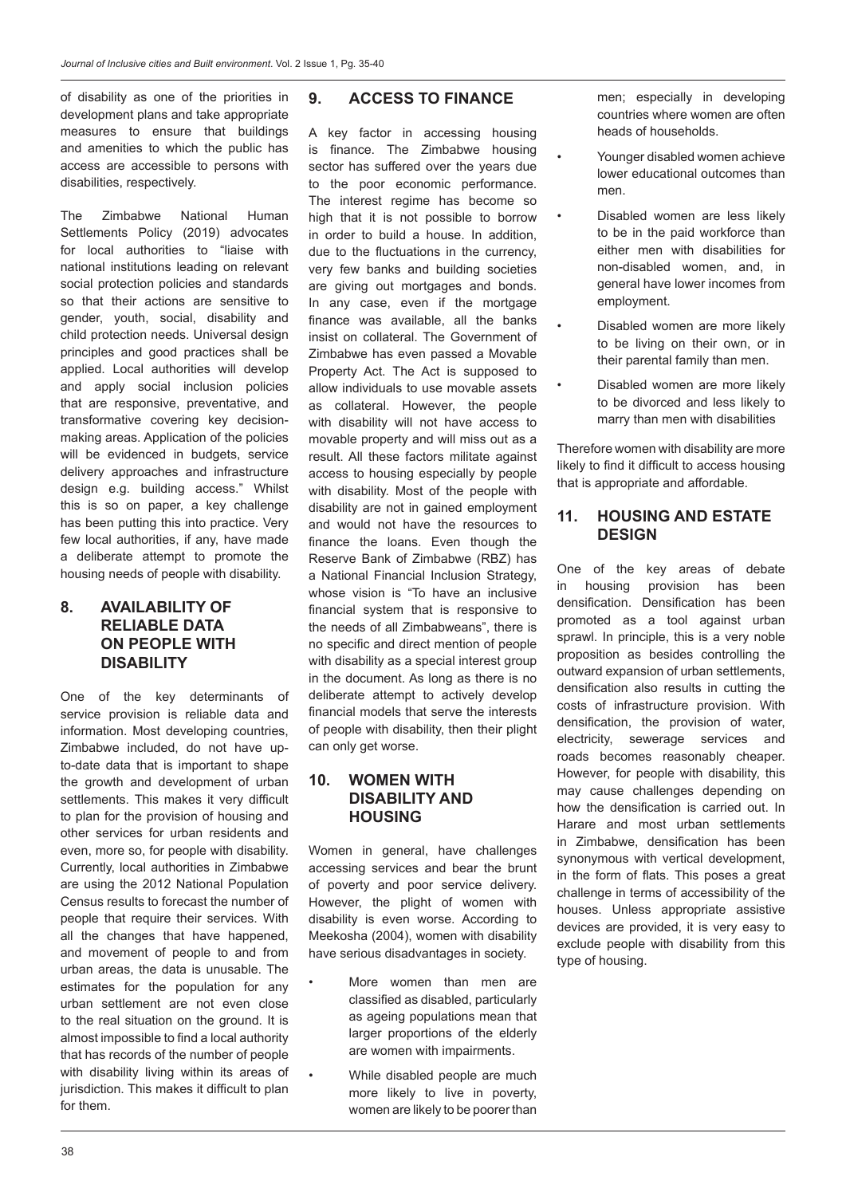of disability as one of the priorities in development plans and take appropriate measures to ensure that buildings and amenities to which the public has access are accessible to persons with disabilities, respectively.

The Zimbabwe National Human Settlements Policy (2019) advocates for local authorities to "liaise with national institutions leading on relevant social protection policies and standards so that their actions are sensitive to gender, youth, social, disability and child protection needs. Universal design principles and good practices shall be applied. Local authorities will develop and apply social inclusion policies that are responsive, preventative, and transformative covering key decision-making areas. Application of the policies will be evidenced in budgets, service delivery approaches and infrastructure design e.g. building access." Whilst this is so on paper, a key challenge has been putting this into practice. Very few local authorities, if any, have made a deliberate attempt to promote the housing needs of people with disability.

## 8. AVAILABILITY OF RELIABLE DATA ON PEOPLE WITH DISABILITY

One of the key determinants of service provision is reliable data and information. Most developing countries, Zimbabwe included, do not have up-to-date data that is important to shape the growth and development of urban settlements. This makes it very difficult to plan for the provision of housing and other services for urban residents and even, more so, for people with disability. Currently, local authorities in Zimbabwe are using the 2012 National Population Census results to forecast the number of people that require their services. With all the changes that have happened, and movement of people to and from urban areas, the data is unusable. The estimates for the population for any urban settlement are not even close to the real situation on the ground. It is almost impossible to find a local authority that has records of the number of people with disability living within its areas of jurisdiction. This makes it difficult to plan for them.

## 9. ACCESS TO FINANCE

A key factor in accessing housing is finance. The Zimbabwe housing sector has suffered over the years due to the poor economic performance. The interest regime has become so high that it is not possible to borrow in order to build a house. In addition, due to the fluctuations in the currency, very few banks and building societies are giving out mortgages and bonds. In any case, even if the mortgage finance was available, all the banks insist on collateral. The Government of Zimbabwe has even passed a Movable Property Act. The Act is supposed to allow individuals to use movable assets as collateral. However, the people with disability will not have access to movable property and will miss out as a result. All these factors militate against access to housing especially by people with disability. Most of the people with disability are not in gained employment and would not have the resources to finance the loans. Even though the Reserve Bank of Zimbabwe (RBZ) has a National Financial Inclusion Strategy, whose vision is "To have an inclusive financial system that is responsive to the needs of all Zimbabweans", there is no specific and direct mention of people with disability as a special interest group in the document. As long as there is no deliberate attempt to actively develop financial models that serve the interests of people with disability, then their plight can only get worse.

## 10. WOMEN WITH DISABILITY AND HOUSING

Women in general, have challenges accessing services and bear the brunt of poverty and poor service delivery. However, the plight of women with disability is even worse. According to Meekosha (2004), women with disability have serious disadvantages in society.

- More women than men are classified as disabled, particularly as ageing populations mean that larger proportions of the elderly are women with impairments.
- While disabled people are much more likely to live in poverty, women are likely to be poorer than men; especially in developing countries where women are often heads of households.
- Younger disabled women achieve lower educational outcomes than men.
- Disabled women are less likely to be in the paid workforce than either men with disabilities for non-disabled women, and, in general have lower incomes from employment.
- Disabled women are more likely to be living on their own, or in their parental family than men.
- Disabled women are more likely to be divorced and less likely to marry than men with disabilities

Therefore women with disability are more likely to find it difficult to access housing that is appropriate and affordable.

## 11. HOUSING AND ESTATE DESIGN

One of the key areas of debate in housing provision has been densification. Densification has been promoted as a tool against urban sprawl. In principle, this is a very noble proposition as besides controlling the outward expansion of urban settlements, densification also results in cutting the costs of infrastructure provision. With densification, the provision of water, electricity, sewerage services and roads becomes reasonably cheaper. However, for people with disability, this may cause challenges depending on how the densification is carried out. In Harare and most urban settlements in Zimbabwe, densification has been synonymous with vertical development, in the form of flats. This poses a great challenge in terms of accessibility of the houses. Unless appropriate assistive devices are provided, it is very easy to exclude people with disability from this type of housing.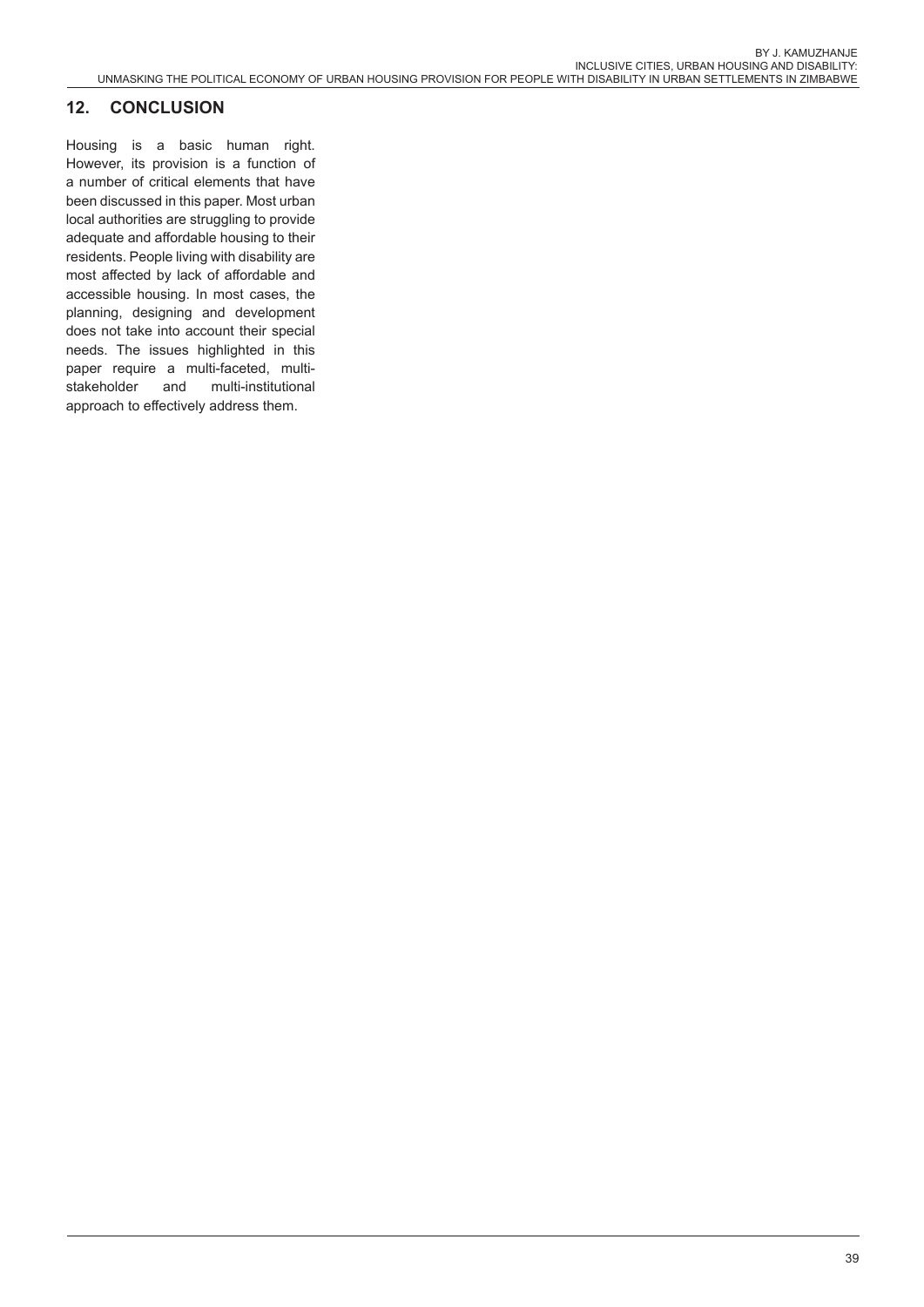## 12. CONCLUSION

Housing is a basic human right. However, its provision is a function of a number of critical elements that have been discussed in this paper. Most urban local authorities are struggling to provide adequate and affordable housing to their residents. People living with disability are most affected by lack of affordable and accessible housing. In most cases, the planning, designing and development does not take into account their special needs. The issues highlighted in this paper require a multi-faceted, multi-stakeholder and multi-institutional approach to effectively address them.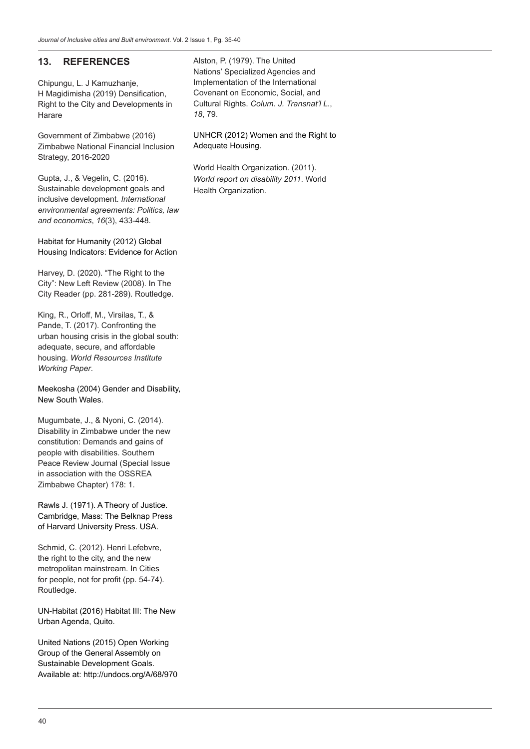## 13. REFERENCES

Chipungu, L. J Kamuzhanje, H Magidimisha (2019) Densification, Right to the City and Developments in Harare

Government of Zimbabwe (2016) Zimbabwe National Financial Inclusion Strategy, 2016-2020

Gupta, J., & Vegelin, C. (2016). Sustainable development goals and inclusive development. *International environmental agreements: Politics, law and economics*, *16*(3), 433-448.

Habitat for Humanity (2012) Global Housing Indicators: Evidence for Action

Harvey, D. (2020). "The Right to the City": New Left Review (2008). In The City Reader (pp. 281-289). Routledge.

King, R., Orloff, M., Virsilas, T., & Pande, T. (2017). Confronting the urban housing crisis in the global south: adequate, secure, and affordable housing. *World Resources Institute Working Paper*.

Meekosha (2004) Gender and Disability, New South Wales.

Mugumbate, J., & Nyoni, C. (2014). Disability in Zimbabwe under the new constitution: Demands and gains of people with disabilities. Southern Peace Review Journal (Special Issue in association with the OSSREA Zimbabwe Chapter) 178: 1.

Rawls J. (1971). A Theory of Justice. Cambridge, Mass: The Belknap Press of Harvard University Press. USA.

Schmid, C. (2012). Henri Lefebvre, the right to the city, and the new metropolitan mainstream. In Cities for people, not for profit (pp. 54-74). Routledge.

UN-Habitat (2016) Habitat III: The New Urban Agenda, Quito.

United Nations (2015) Open Working Group of the General Assembly on Sustainable Development Goals. Available at: http://undocs.org/A/68/970

Alston, P. (1979). The United Nations' Specialized Agencies and Implementation of the International Covenant on Economic, Social, and Cultural Rights. *Colum. J. Transnat'l L.*, *18*, 79.

UNHCR (2012) Women and the Right to Adequate Housing.

World Health Organization. (2011). *World report on disability 2011*. World Health Organization.